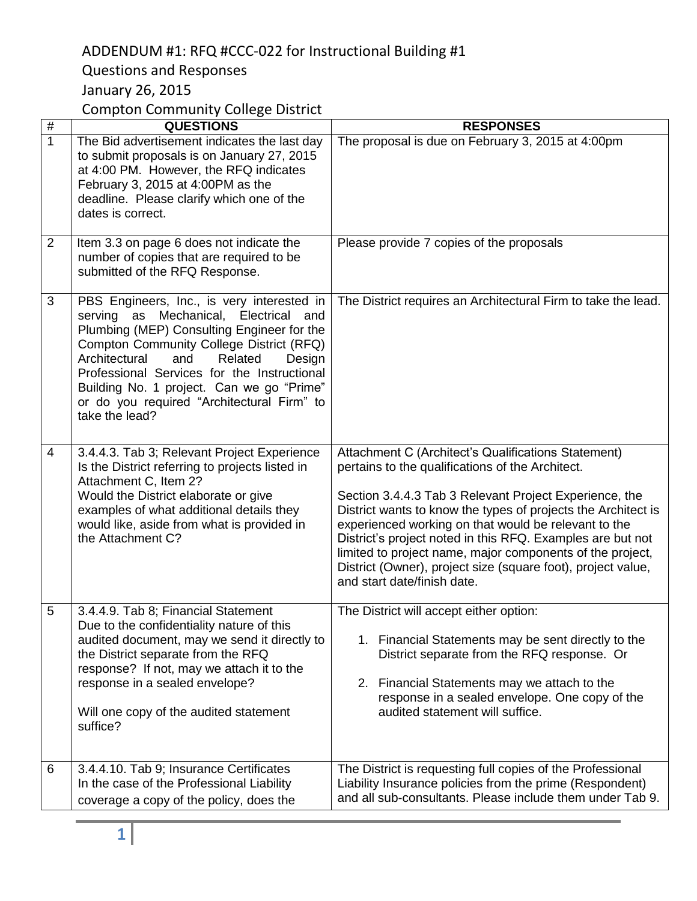ADDENDUM #1: RFQ #CCC-022 for Instructional Building #1

Questions and Responses

January 26, 2015

Compton Community College District

| # | QUESTIONS | RESPONSES |
|---|---|---|
| 1 | The Bid advertisement indicates the last day to submit proposals is on January 27, 2015 at 4:00 PM. However, the RFQ indicates February 3, 2015 at 4:00PM as the deadline. Please clarify which one of the dates is correct. | The proposal is due on February 3, 2015 at 4:00pm |
| 2 | Item 3.3 on page 6 does not indicate the number of copies that are required to be submitted of the RFQ Response. | Please provide 7 copies of the proposals |
| 3 | PBS Engineers, Inc., is very interested in serving as Mechanical, Electrical and Plumbing (MEP) Consulting Engineer for the Compton Community College District (RFQ) Architectural and Related Design Professional Services for the Instructional Building No. 1 project. Can we go "Prime" or do you required "Architectural Firm" to take the lead? | The District requires an Architectural Firm to take the lead. |
| 4 | 3.4.4.3. Tab 3; Relevant Project Experience<br>Is the District referring to projects listed in Attachment C, Item 2?<br>Would the District elaborate or give examples of what additional details they would like, aside from what is provided in the Attachment C? | Attachment C (Architect's Qualifications Statement) pertains to the qualifications of the Architect.<br><br>Section 3.4.4.3 Tab 3 Relevant Project Experience, the District wants to know the types of projects the Architect is experienced working on that would be relevant to the District's project noted in this RFQ. Examples are but not limited to project name, major components of the project, District (Owner), project size (square foot), project value, and start date/finish date. |
| 5 | 3.4.4.9. Tab 8; Financial Statement<br>Due to the confidentiality nature of this audited document, may we send it directly to the District separate from the RFQ response? If not, may we attach it to the response in a sealed envelope?<br><br>Will one copy of the audited statement suffice? | The District will accept either option:<br><br>1. Financial Statements may be sent directly to the District separate from the RFQ response. Or<br><br>2. Financial Statements may we attach to the response in a sealed envelope. One copy of the audited statement will suffice. |
| 6 | 3.4.4.10. Tab 9; Insurance Certificates<br>In the case of the Professional Liability coverage a copy of the policy, does the | The District is requesting full copies of the Professional Liability Insurance policies from the prime (Respondent) and all sub-consultants. Please include them under Tab 9. |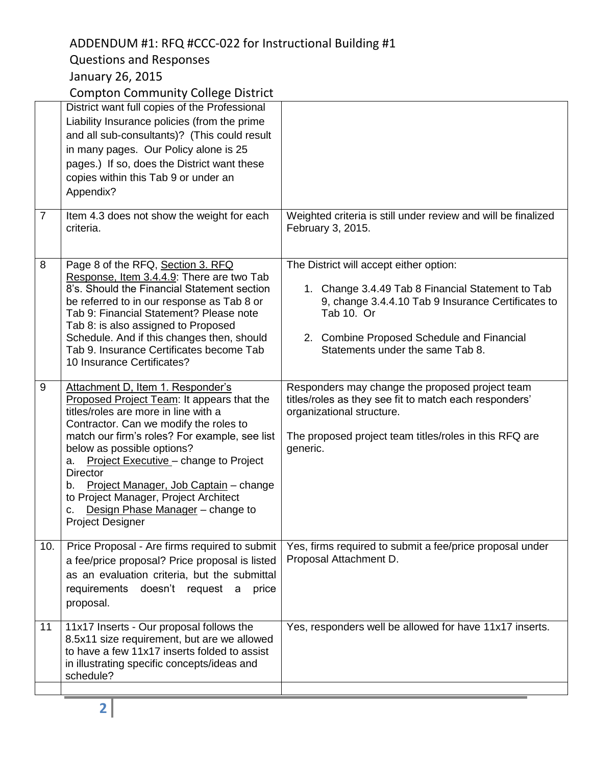# ADDENDUM #1: RFQ #CCC-022 for Instructional Building #1

Questions and Responses

January 26, 2015

Compton Community College District

| | | |
|---|---|---|
| | District want full copies of the Professional Liability Insurance policies (from the prime and all sub-consultants)? (This could result in many pages. Our Policy alone is 25 pages.) If so, does the District want these copies within this Tab 9 or under an Appendix? | |
| 7 | Item 4.3 does not show the weight for each criteria. | Weighted criteria is still under review and will be finalized February 3, 2015. |
| 8 | Page 8 of the RFQ, Section 3. RFQ Response, Item 3.4.4.9: There are two Tab 8's. Should the Financial Statement section be referred to in our response as Tab 8 or Tab 9: Financial Statement? Please note Tab 8: is also assigned to Proposed Schedule. And if this changes then, should Tab 9. Insurance Certificates become Tab 10 Insurance Certificates? | The District will accept either option:<br>1. Change 3.4.49 Tab 8 Financial Statement to Tab 9, change 3.4.4.10 Tab 9 Insurance Certificates to Tab 10. Or<br>2. Combine Proposed Schedule and Financial Statements under the same Tab 8. |
| 9 | Attachment D, Item 1. Responder's Proposed Project Team: It appears that the titles/roles are more in line with a Contractor. Can we modify the roles to match our firm's roles? For example, see list below as possible options?<br>a. Project Executive – change to Project Director<br>b. Project Manager, Job Captain – change to Project Manager, Project Architect<br>c. Design Phase Manager – change to Project Designer | Responders may change the proposed project team titles/roles as they see fit to match each responders' organizational structure.<br><br>The proposed project team titles/roles in this RFQ are generic. |
| 10. | Price Proposal - Are firms required to submit a fee/price proposal? Price proposal is listed as an evaluation criteria, but the submittal requirements doesn't request a price proposal. | Yes, firms required to submit a fee/price proposal under Proposal Attachment D. |
| 11 | 11x17 Inserts - Our proposal follows the 8.5x11 size requirement, but are we allowed to have a few 11x17 inserts folded to assist in illustrating specific concepts/ideas and schedule? | Yes, responders well be allowed for have 11x17 inserts. |
| | | |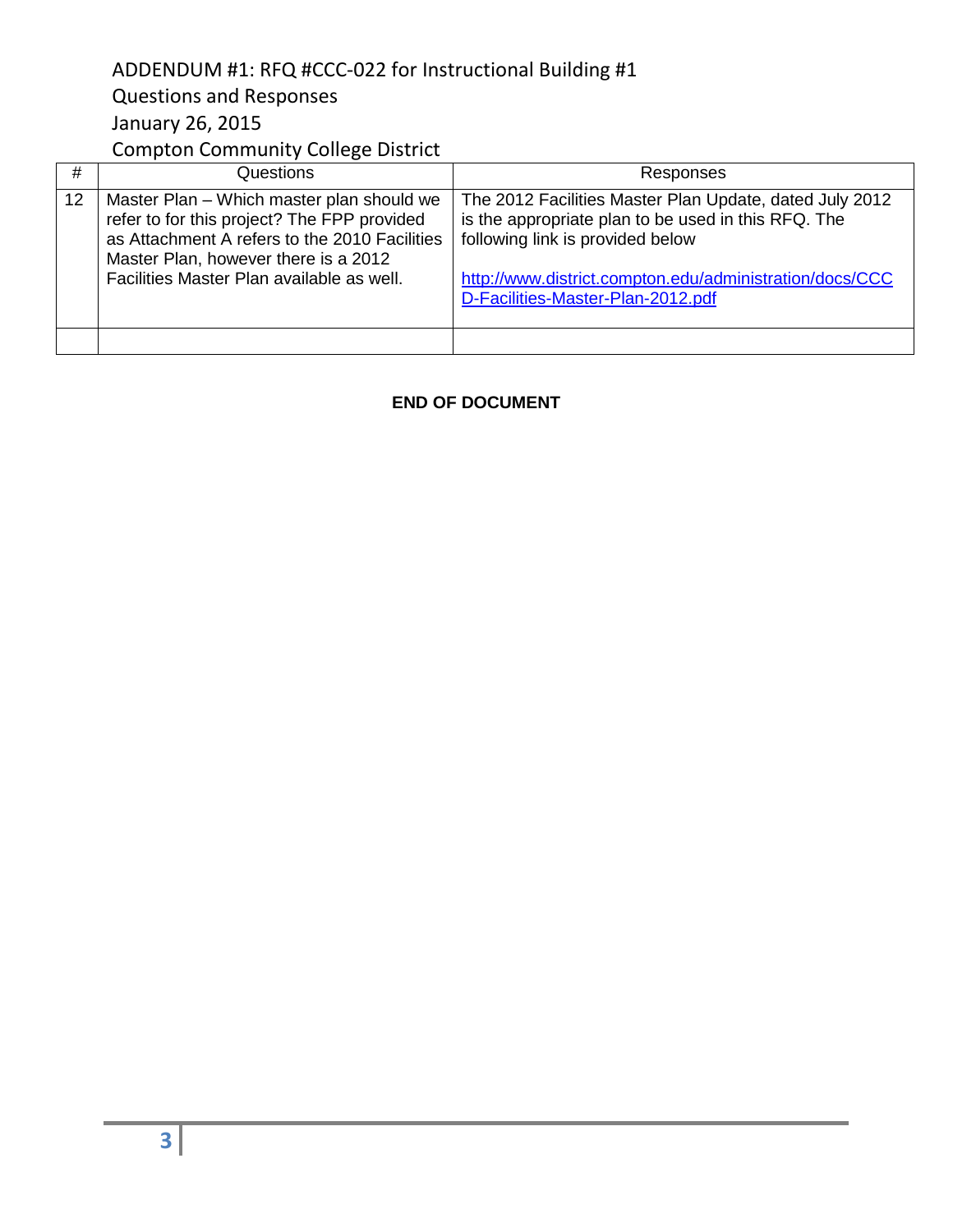ADDENDUM #1: RFQ #CCC-022 for Instructional Building #1

Questions and Responses

January 26, 2015

Compton Community College District

| # | Questions | Responses |
|---|---|---|
| 12 | Master Plan – Which master plan should we refer to for this project? The FPP provided as Attachment A refers to the 2010 Facilities Master Plan, however there is a 2012 Facilities Master Plan available as well. | The 2012 Facilities Master Plan Update, dated July 2012 is the appropriate plan to be used in this RFQ. The following link is provided below<br><br>http://www.district.compton.edu/administration/docs/CCCD-Facilities-Master-Plan-2012.pdf |
| | | |

**END OF DOCUMENT**